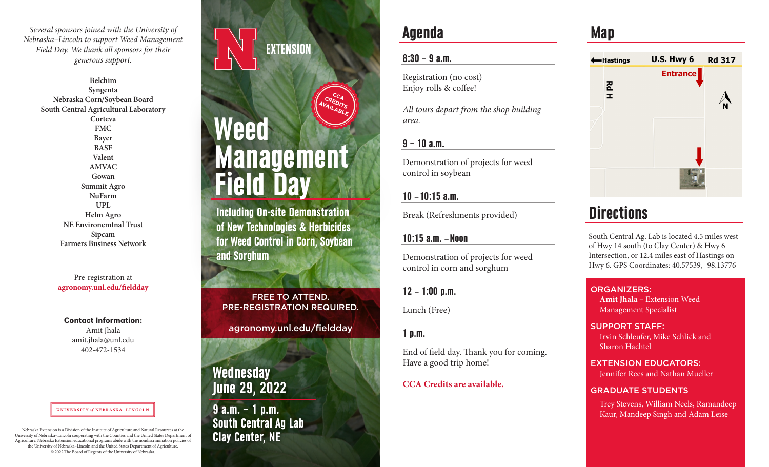*Several sponsors joined with the University of Nebraska–Lincoln to support Weed Management Field Day. We thank all sponsors for their generous support.*

**Belchim**
**Syngenta**
**Nebraska Corn/Soybean Board**
**South Central Agricultural Laboratory**
**Corteva**
**FMC**
**Bayer**
**BASF**
**Valent**
**AMVAC**
**Gowan**
**Summit Agro**
**NuFarm**
**UPL**
**Helm Agro**
**NE Environemtnal Trust**
**Sipcam**
**Farmers Business Network**

Pre-registration at
**agronomy.unl.edu/fieldday**

**Contact Information:**
Amit Jhala
amit.jhala@unl.edu
402-472-1534

UNIVERSITY of NEBRASKA–LINCOLN

Nebraska Extension is a Division of the Institute of Agriculture and Natural Resources at the University of Nebraska–Lincoln cooperating with the Counties and the United States Department of Agriculture. Nebraska Extension educational programs abide with the nondiscrimination policies of the University of Nebraska–Lincoln and the United States Department of Agriculture.
© 2022 The Board of Regents of the University of Nebraska.

N EXTENSION

CCA CREDITS AVAILABLE

# Weed Management Field Day

**Including On-site Demonstration of New Technologies & Herbicides for Weed Control in Corn, Soybean and Sorghum**

FREE TO ATTEND.
PRE-REGISTRATION REQUIRED.

agronomy.unl.edu/fieldday

**Wednesday June 29, 2022**

**9 a.m. – 1 p.m.**
**South Central Ag Lab**
**Clay Center, NE**

## Agenda

### 8:30 – 9 a.m.

Registration (no cost)
Enjoy rolls & coffee!

*All tours depart from the shop building area.*

### 9 – 10 a.m.

Demonstration of projects for weed control in soybean

### 10 – 10:15 a.m.

Break (Refreshments provided)

### 10:15 a.m. – Noon

Demonstration of projects for weed control in corn and sorghum

### 12 – 1:00 p.m.

Lunch (Free)

### 1 p.m.

End of field day. Thank you for coming. Have a good trip home!

**CCA Credits are available.**

## Map

Hastings | U.S. Hwy 6 | Rd 317 | Entrance | Rd H | N

## Directions

South Central Ag. Lab is located 4.5 miles west of Hwy 14 south (to Clay Center) & Hwy 6 Intersection, or 12.4 miles east of Hastings on Hwy 6. GPS Coordinates: 40.57539, -98.13776

**ORGANIZERS:**
**Amit Jhala** – Extension Weed Management Specialist

**SUPPORT STAFF:**
Irvin Schleufer, Mike Schlick and Sharon Hachtel

**EXTENSION EDUCATORS:**
Jennifer Rees and Nathan Mueller

**GRADUATE STUDENTS**
Trey Stevens, William Neels, Ramandeep Kaur, Mandeep Singh and Adam Leise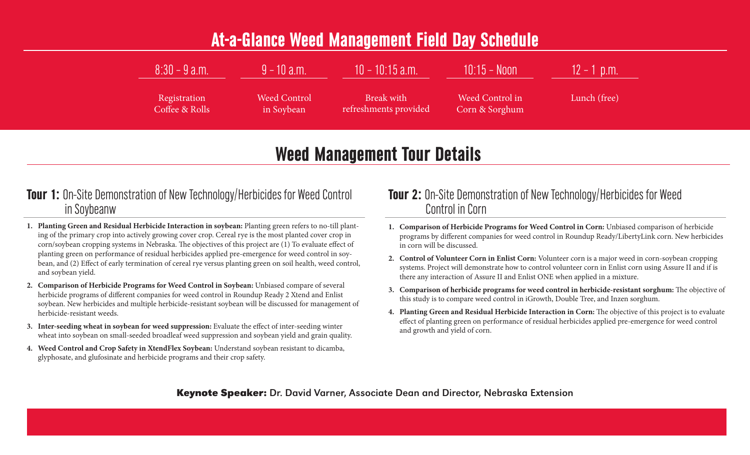# At-a-Glance Weed Management Field Day Schedule

| 8:30 – 9 a.m. | 9 – 10 a.m. | 10 – 10:15 a.m. | 10:15 – Noon | 12 – 1 p.m. |
|---|---|---|---|---|
| Registration Coffee & Rolls | Weed Control in Soybean | Break with refreshments provided | Weed Control in Corn & Sorghum | Lunch (free) |

# Weed Management Tour Details

## **Tour 1:** On-Site Demonstration of New Technology/Herbicides for Weed Control in Soybeanw

1. **Planting Green and Residual Herbicide Interaction in soybean:** Planting green refers to no-till planting of the primary crop into actively growing cover crop. Cereal rye is the most planted cover crop in corn/soybean cropping systems in Nebraska. The objectives of this project are (1) To evaluate effect of planting green on performance of residual herbicides applied pre-emergence for weed control in soybean, and (2) Effect of early termination of cereal rye versus planting green on soil health, weed control, and soybean yield.
2. **Comparison of Herbicide Programs for Weed Control in Soybean:** Unbiased compare of several herbicide programs of different companies for weed control in Roundup Ready 2 Xtend and Enlist soybean. New herbicides and multiple herbicide-resistant soybean will be discussed for management of herbicide-resistant weeds.
3. **Inter-seeding wheat in soybean for weed suppression:** Evaluate the effect of inter-seeding winter wheat into soybean on small-seeded broadleaf weed suppression and soybean yield and grain quality.
4. **Weed Control and Crop Safety in XtendFlex Soybean:** Understand soybean resistant to dicamba, glyphosate, and glufosinate and herbicide programs and their crop safety.

## **Tour 2:** On-Site Demonstration of New Technology/Herbicides for Weed Control in Corn

1. **Comparison of Herbicide Programs for Weed Control in Corn:** Unbiased comparison of herbicide programs by different companies for weed control in Roundup Ready/LibertyLink corn. New herbicides in corn will be discussed.
2. **Control of Volunteer Corn in Enlist Corn:** Volunteer corn is a major weed in corn-soybean cropping systems. Project will demonstrate how to control volunteer corn in Enlist corn using Assure II and if is there any interaction of Assure II and Enlist ONE when applied in a mixture.
3. **Comparison of herbicide programs for weed control in herbicide-resistant sorghum:** The objective of this study is to compare weed control in iGrowth, Double Tree, and Inzen sorghum.
4. **Planting Green and Residual Herbicide Interaction in Corn:** The objective of this project is to evaluate effect of planting green on performance of residual herbicides applied pre-emergence for weed control and growth and yield of corn.

**Keynote Speaker:** Dr. David Varner, Associate Dean and Director, Nebraska Extension